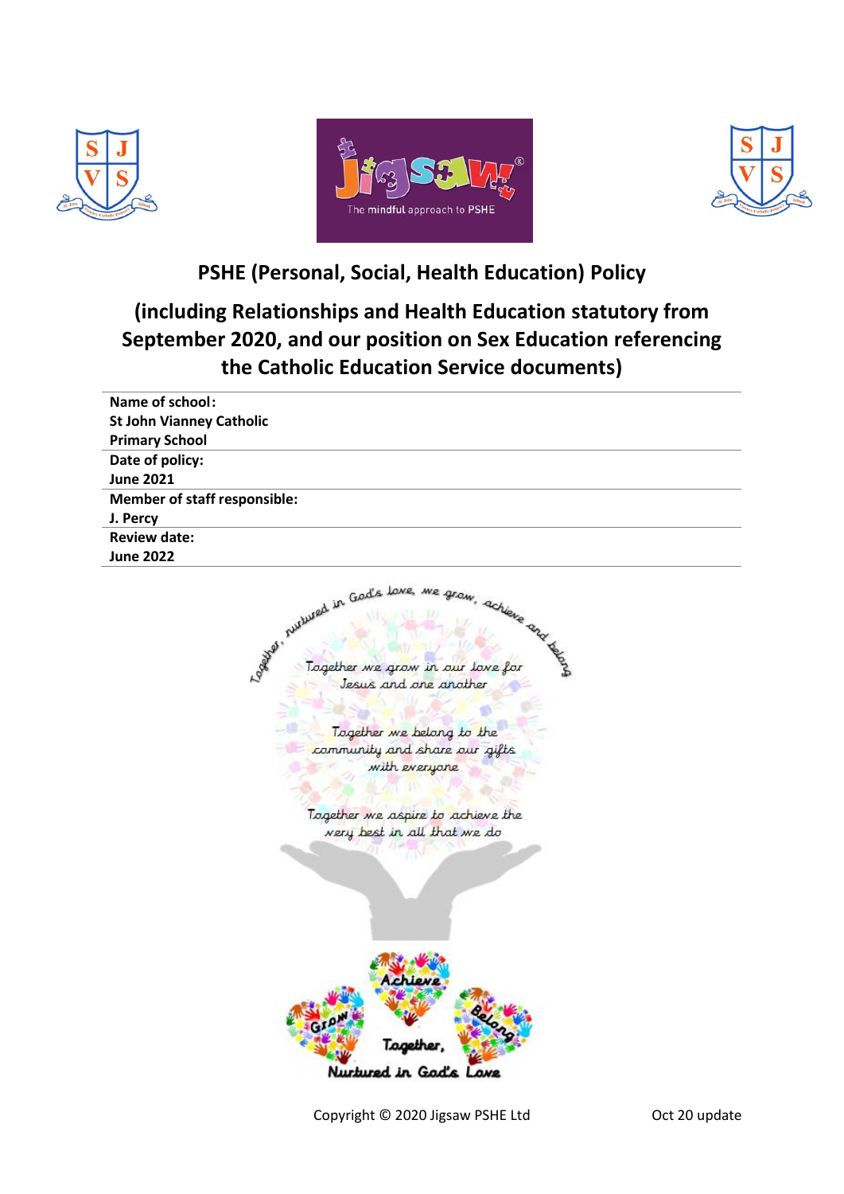# PSHE (Personal, Social, Health Education) Policy

## (including Relationships and Health Education statutory from September 2020, and our position on Sex Education referencing the Catholic Education Service documents)

| Name of school: St John Vianney Catholic Primary School |
|---|
| Date of policy: June 2021 |
| Member of staff responsible: J. Percy |
| Review date: June 2022 |

Together, nurtured in God's love, we grow, achieve and belong

Together we grow in our love for Jesus and one another

Together we belong to the community and share our gifts with everyone

Together we aspire to achieve the very best in all that we do

Grow Achieve Belong

Together, Nurtured in God's Love

Copyright © 2020 Jigsaw PSHE Ltd

Oct 20 update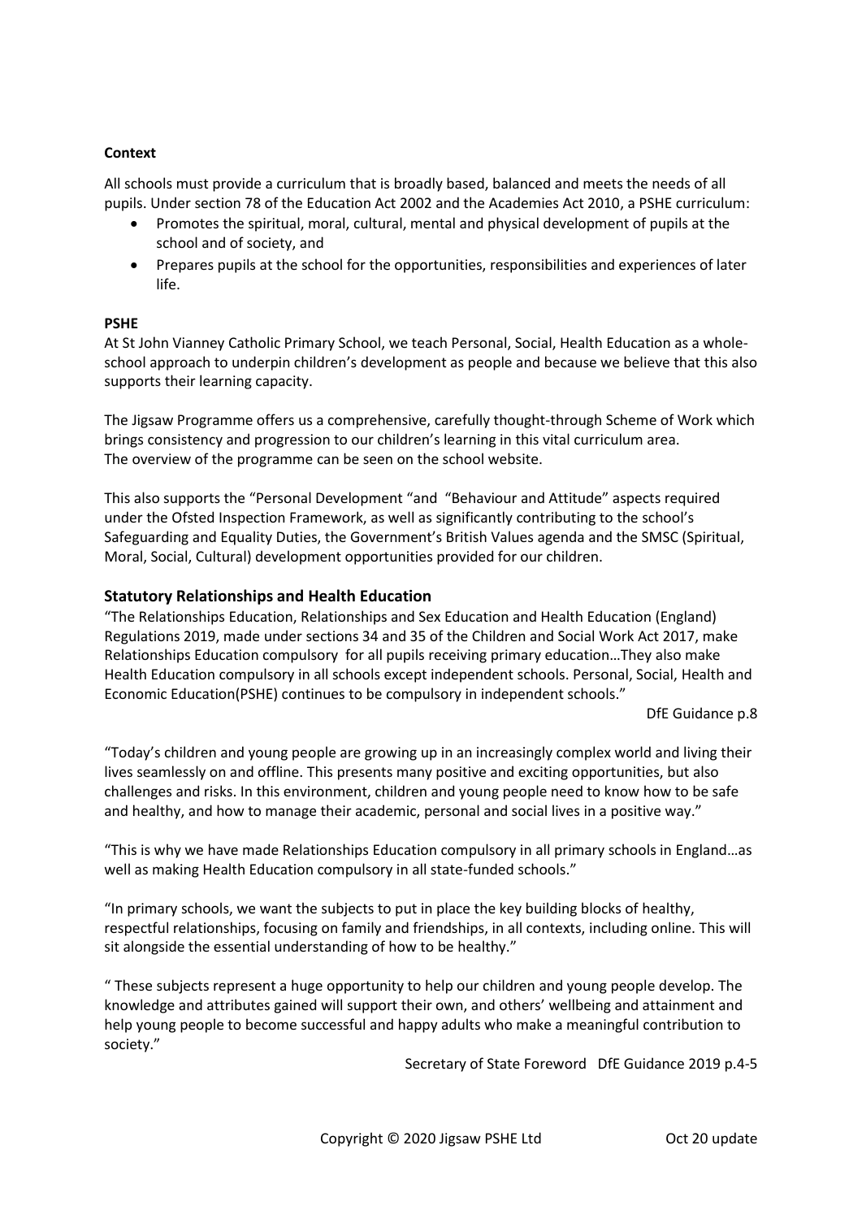**Context**

All schools must provide a curriculum that is broadly based, balanced and meets the needs of all pupils. Under section 78 of the Education Act 2002 and the Academies Act 2010, a PSHE curriculum:

- Promotes the spiritual, moral, cultural, mental and physical development of pupils at the school and of society, and
- Prepares pupils at the school for the opportunities, responsibilities and experiences of later life.

**PSHE**

At St John Vianney Catholic Primary School, we teach Personal, Social, Health Education as a whole-school approach to underpin children's development as people and because we believe that this also supports their learning capacity.

The Jigsaw Programme offers us a comprehensive, carefully thought-through Scheme of Work which brings consistency and progression to our children's learning in this vital curriculum area.
The overview of the programme can be seen on the school website.

This also supports the "Personal Development "and "Behaviour and Attitude" aspects required under the Ofsted Inspection Framework, as well as significantly contributing to the school's Safeguarding and Equality Duties, the Government's British Values agenda and the SMSC (Spiritual, Moral, Social, Cultural) development opportunities provided for our children.

## Statutory Relationships and Health Education

"The Relationships Education, Relationships and Sex Education and Health Education (England) Regulations 2019, made under sections 34 and 35 of the Children and Social Work Act 2017, make Relationships Education compulsory for all pupils receiving primary education…They also make Health Education compulsory in all schools except independent schools. Personal, Social, Health and Economic Education(PSHE) continues to be compulsory in independent schools."

DfE Guidance p.8

"Today's children and young people are growing up in an increasingly complex world and living their lives seamlessly on and offline. This presents many positive and exciting opportunities, but also challenges and risks. In this environment, children and young people need to know how to be safe and healthy, and how to manage their academic, personal and social lives in a positive way."

"This is why we have made Relationships Education compulsory in all primary schools in England…as well as making Health Education compulsory in all state-funded schools."

"In primary schools, we want the subjects to put in place the key building blocks of healthy, respectful relationships, focusing on family and friendships, in all contexts, including online. This will sit alongside the essential understanding of how to be healthy."

" These subjects represent a huge opportunity to help our children and young people develop. The knowledge and attributes gained will support their own, and others' wellbeing and attainment and help young people to become successful and happy adults who make a meaningful contribution to society."

Secretary of State Foreword DfE Guidance 2019 p.4-5

Copyright © 2020 Jigsaw PSHE Ltd Oct 20 update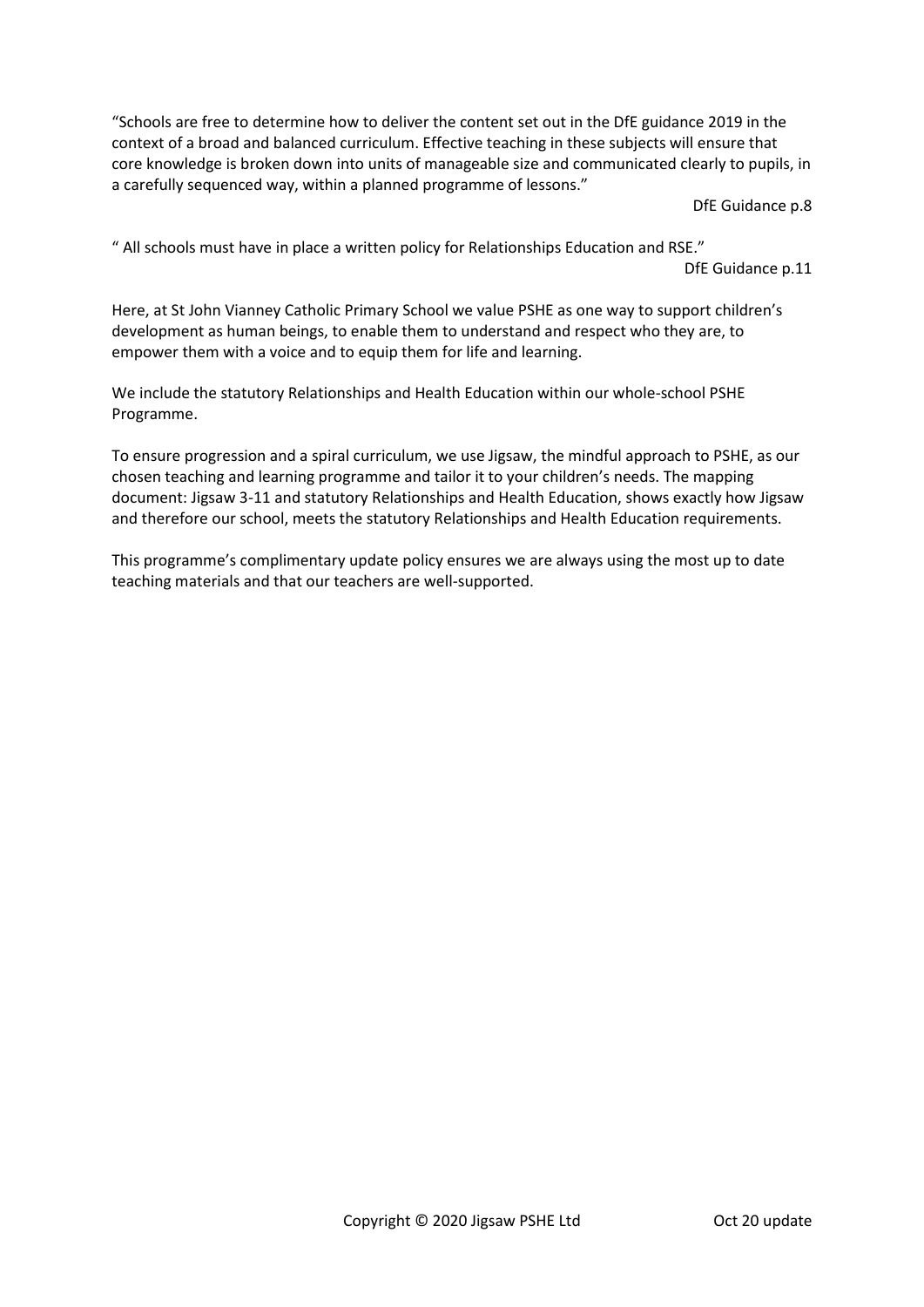"Schools are free to determine how to deliver the content set out in the DfE guidance 2019 in the context of a broad and balanced curriculum. Effective teaching in these subjects will ensure that core knowledge is broken down into units of manageable size and communicated clearly to pupils, in a carefully sequenced way, within a planned programme of lessons."

DfE Guidance p.8

" All schools must have in place a written policy for Relationships Education and RSE."

DfE Guidance p.11

Here, at St John Vianney Catholic Primary School we value PSHE as one way to support children's development as human beings, to enable them to understand and respect who they are, to empower them with a voice and to equip them for life and learning.

We include the statutory Relationships and Health Education within our whole-school PSHE Programme.

To ensure progression and a spiral curriculum, we use Jigsaw, the mindful approach to PSHE, as our chosen teaching and learning programme and tailor it to your children's needs. The mapping document: Jigsaw 3-11 and statutory Relationships and Health Education, shows exactly how Jigsaw and therefore our school, meets the statutory Relationships and Health Education requirements.

This programme's complimentary update policy ensures we are always using the most up to date teaching materials and that our teachers are well-supported.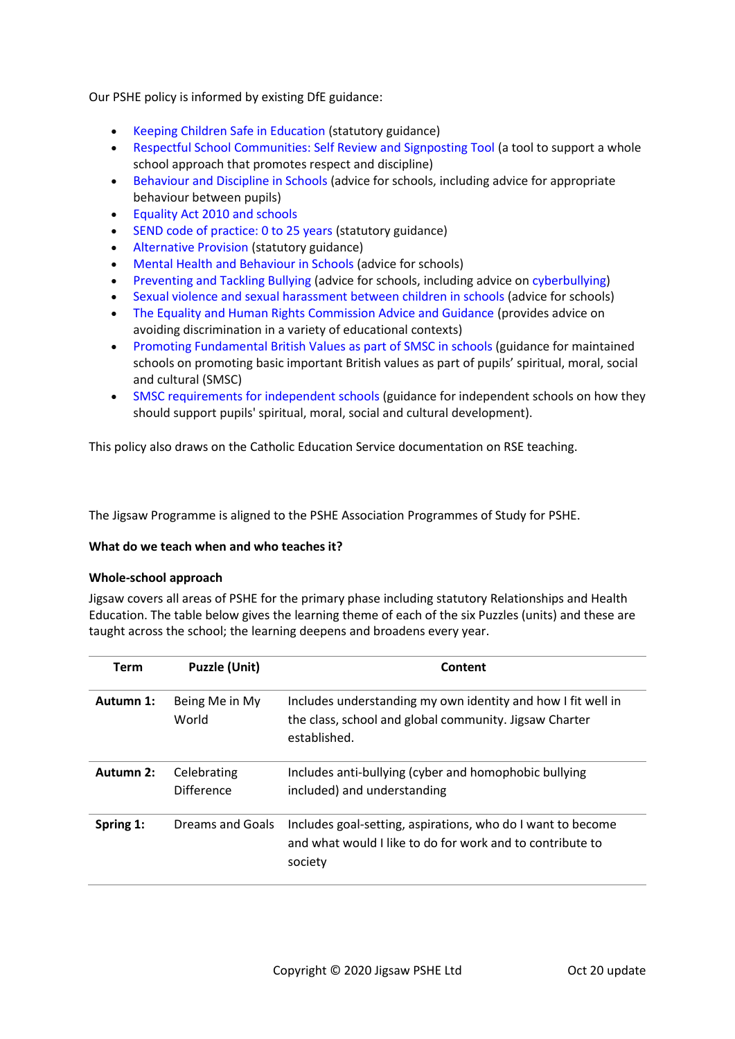Our PSHE policy is informed by existing DfE guidance:

- Keeping Children Safe in Education (statutory guidance)
- Respectful School Communities: Self Review and Signposting Tool (a tool to support a whole school approach that promotes respect and discipline)
- Behaviour and Discipline in Schools (advice for schools, including advice for appropriate behaviour between pupils)
- Equality Act 2010 and schools
- SEND code of practice: 0 to 25 years (statutory guidance)
- Alternative Provision (statutory guidance)
- Mental Health and Behaviour in Schools (advice for schools)
- Preventing and Tackling Bullying (advice for schools, including advice on cyberbullying)
- Sexual violence and sexual harassment between children in schools (advice for schools)
- The Equality and Human Rights Commission Advice and Guidance (provides advice on avoiding discrimination in a variety of educational contexts)
- Promoting Fundamental British Values as part of SMSC in schools (guidance for maintained schools on promoting basic important British values as part of pupils' spiritual, moral, social and cultural (SMSC)
- SMSC requirements for independent schools (guidance for independent schools on how they should support pupils' spiritual, moral, social and cultural development).

This policy also draws on the Catholic Education Service documentation on RSE teaching.

The Jigsaw Programme is aligned to the PSHE Association Programmes of Study for PSHE.

**What do we teach when and who teaches it?**

**Whole-school approach**

Jigsaw covers all areas of PSHE for the primary phase including statutory Relationships and Health Education. The table below gives the learning theme of each of the six Puzzles (units) and these are taught across the school; the learning deepens and broadens every year.

| Term | Puzzle (Unit) | Content |
|---|---|---|
| **Autumn 1:** | Being Me in My World | Includes understanding my own identity and how I fit well in the class, school and global community. Jigsaw Charter established. |
| **Autumn 2:** | Celebrating Difference | Includes anti-bullying (cyber and homophobic bullying included) and understanding |
| **Spring 1:** | Dreams and Goals | Includes goal-setting, aspirations, who do I want to become and what would I like to do for work and to contribute to society |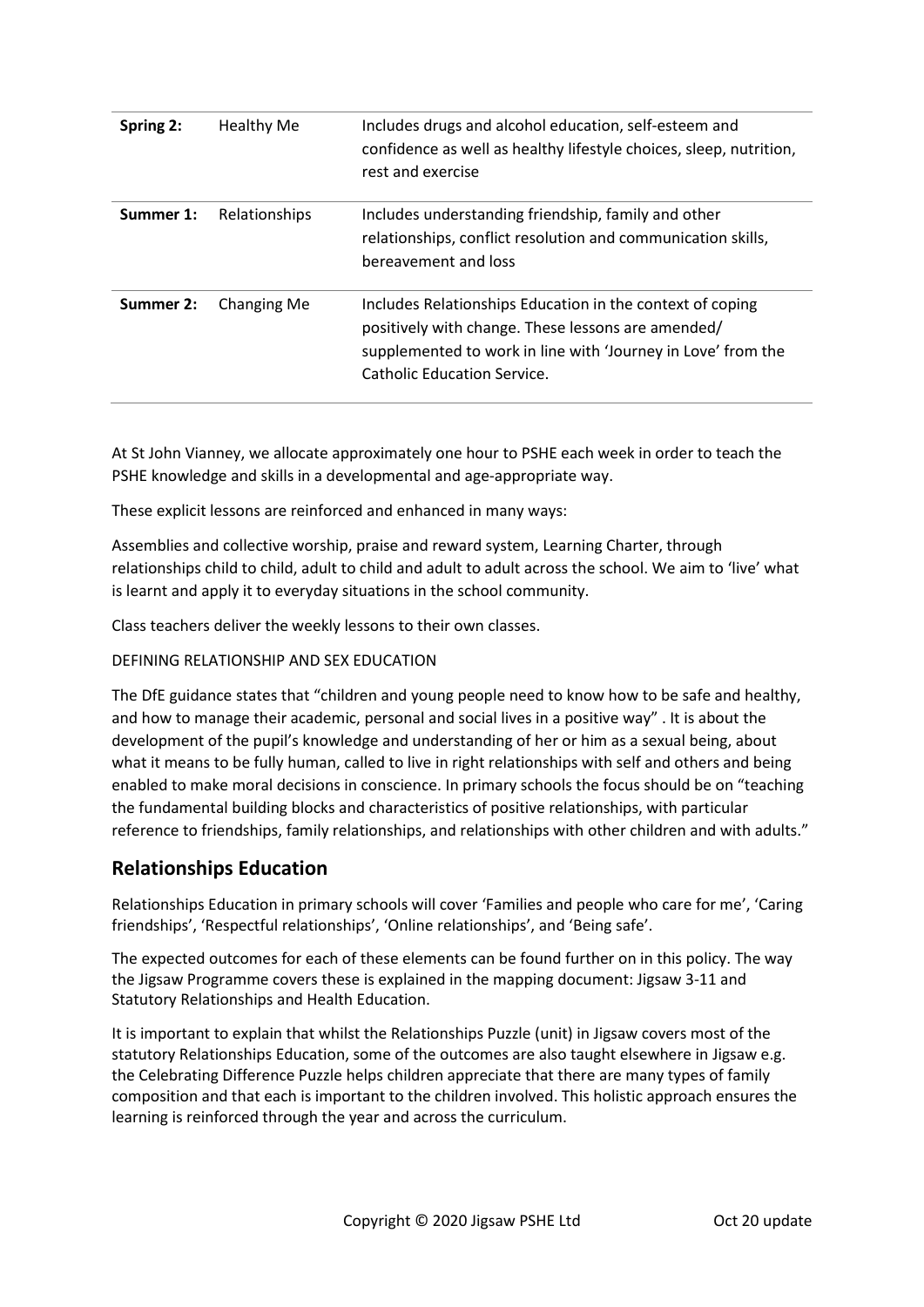| | | |
|---|---|---|
| **Spring 2:** | Healthy Me | Includes drugs and alcohol education, self-esteem and confidence as well as healthy lifestyle choices, sleep, nutrition, rest and exercise |
| **Summer 1:** | Relationships | Includes understanding friendship, family and other relationships, conflict resolution and communication skills, bereavement and loss |
| **Summer 2:** | Changing Me | Includes Relationships Education in the context of coping positively with change. These lessons are amended/ supplemented to work in line with 'Journey in Love' from the Catholic Education Service. |

At St John Vianney, we allocate approximately one hour to PSHE each week in order to teach the PSHE knowledge and skills in a developmental and age-appropriate way.

These explicit lessons are reinforced and enhanced in many ways:

Assemblies and collective worship, praise and reward system, Learning Charter, through relationships child to child, adult to child and adult to adult across the school. We aim to 'live' what is learnt and apply it to everyday situations in the school community.

Class teachers deliver the weekly lessons to their own classes.

DEFINING RELATIONSHIP AND SEX EDUCATION

The DfE guidance states that "children and young people need to know how to be safe and healthy, and how to manage their academic, personal and social lives in a positive way" . It is about the development of the pupil's knowledge and understanding of her or him as a sexual being, about what it means to be fully human, called to live in right relationships with self and others and being enabled to make moral decisions in conscience. In primary schools the focus should be on "teaching the fundamental building blocks and characteristics of positive relationships, with particular reference to friendships, family relationships, and relationships with other children and with adults."

## Relationships Education

Relationships Education in primary schools will cover 'Families and people who care for me', 'Caring friendships', 'Respectful relationships', 'Online relationships', and 'Being safe'.

The expected outcomes for each of these elements can be found further on in this policy. The way the Jigsaw Programme covers these is explained in the mapping document: Jigsaw 3-11 and Statutory Relationships and Health Education.

It is important to explain that whilst the Relationships Puzzle (unit) in Jigsaw covers most of the statutory Relationships Education, some of the outcomes are also taught elsewhere in Jigsaw e.g. the Celebrating Difference Puzzle helps children appreciate that there are many types of family composition and that each is important to the children involved. This holistic approach ensures the learning is reinforced through the year and across the curriculum.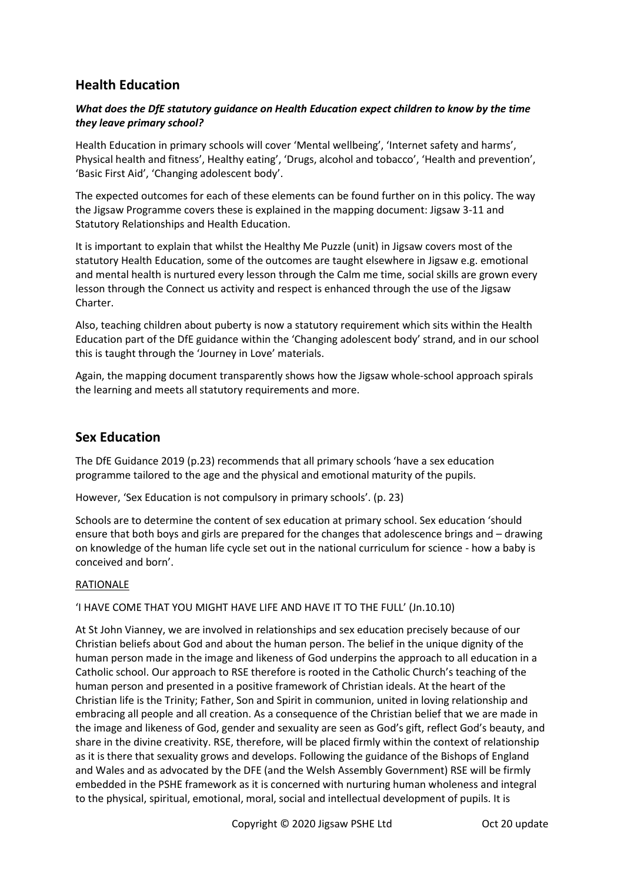## Health Education

***What does the DfE statutory guidance on Health Education expect children to know by the time they leave primary school?***

Health Education in primary schools will cover 'Mental wellbeing', 'Internet safety and harms', Physical health and fitness', Healthy eating', 'Drugs, alcohol and tobacco', 'Health and prevention', 'Basic First Aid', 'Changing adolescent body'.

The expected outcomes for each of these elements can be found further on in this policy. The way the Jigsaw Programme covers these is explained in the mapping document: Jigsaw 3-11 and Statutory Relationships and Health Education.

It is important to explain that whilst the Healthy Me Puzzle (unit) in Jigsaw covers most of the statutory Health Education, some of the outcomes are taught elsewhere in Jigsaw e.g. emotional and mental health is nurtured every lesson through the Calm me time, social skills are grown every lesson through the Connect us activity and respect is enhanced through the use of the Jigsaw Charter.

Also, teaching children about puberty is now a statutory requirement which sits within the Health Education part of the DfE guidance within the 'Changing adolescent body' strand, and in our school this is taught through the 'Journey in Love' materials.

Again, the mapping document transparently shows how the Jigsaw whole-school approach spirals the learning and meets all statutory requirements and more.

## Sex Education

The DfE Guidance 2019 (p.23) recommends that all primary schools 'have a sex education programme tailored to the age and the physical and emotional maturity of the pupils.

However, 'Sex Education is not compulsory in primary schools'. (p. 23)

Schools are to determine the content of sex education at primary school. Sex education 'should ensure that both boys and girls are prepared for the changes that adolescence brings and – drawing on knowledge of the human life cycle set out in the national curriculum for science - how a baby is conceived and born'.

<u>RATIONALE</u>

'I HAVE COME THAT YOU MIGHT HAVE LIFE AND HAVE IT TO THE FULL' (Jn.10.10)

At St John Vianney, we are involved in relationships and sex education precisely because of our Christian beliefs about God and about the human person. The belief in the unique dignity of the human person made in the image and likeness of God underpins the approach to all education in a Catholic school. Our approach to RSE therefore is rooted in the Catholic Church's teaching of the human person and presented in a positive framework of Christian ideals. At the heart of the Christian life is the Trinity; Father, Son and Spirit in communion, united in loving relationship and embracing all people and all creation. As a consequence of the Christian belief that we are made in the image and likeness of God, gender and sexuality are seen as God's gift, reflect God's beauty, and share in the divine creativity. RSE, therefore, will be placed firmly within the context of relationship as it is there that sexuality grows and develops. Following the guidance of the Bishops of England and Wales and as advocated by the DFE (and the Welsh Assembly Government) RSE will be firmly embedded in the PSHE framework as it is concerned with nurturing human wholeness and integral to the physical, spiritual, emotional, moral, social and intellectual development of pupils. It is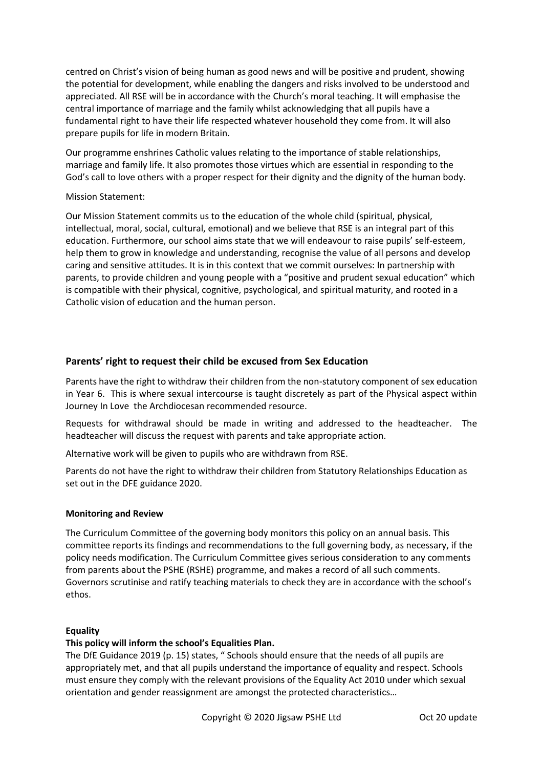centred on Christ's vision of being human as good news and will be positive and prudent, showing the potential for development, while enabling the dangers and risks involved to be understood and appreciated. All RSE will be in accordance with the Church's moral teaching. It will emphasise the central importance of marriage and the family whilst acknowledging that all pupils have a fundamental right to have their life respected whatever household they come from. It will also prepare pupils for life in modern Britain.

Our programme enshrines Catholic values relating to the importance of stable relationships, marriage and family life. It also promotes those virtues which are essential in responding to the God's call to love others with a proper respect for their dignity and the dignity of the human body.

Mission Statement:

Our Mission Statement commits us to the education of the whole child (spiritual, physical, intellectual, moral, social, cultural, emotional) and we believe that RSE is an integral part of this education. Furthermore, our school aims state that we will endeavour to raise pupils' self-esteem, help them to grow in knowledge and understanding, recognise the value of all persons and develop caring and sensitive attitudes. It is in this context that we commit ourselves: In partnership with parents, to provide children and young people with a "positive and prudent sexual education" which is compatible with their physical, cognitive, psychological, and spiritual maturity, and rooted in a Catholic vision of education and the human person.

## Parents' right to request their child be excused from Sex Education

Parents have the right to withdraw their children from the non-statutory component of sex education in Year 6. This is where sexual intercourse is taught discretely as part of the Physical aspect within Journey In Love the Archdiocesan recommended resource.

Requests for withdrawal should be made in writing and addressed to the headteacher. The headteacher will discuss the request with parents and take appropriate action.

Alternative work will be given to pupils who are withdrawn from RSE.

Parents do not have the right to withdraw their children from Statutory Relationships Education as set out in the DFE guidance 2020.

### Monitoring and Review

The Curriculum Committee of the governing body monitors this policy on an annual basis. This committee reports its findings and recommendations to the full governing body, as necessary, if the policy needs modification. The Curriculum Committee gives serious consideration to any comments from parents about the PSHE (RSHE) programme, and makes a record of all such comments. Governors scrutinise and ratify teaching materials to check they are in accordance with the school's ethos.

### Equality

**This policy will inform the school's Equalities Plan.**

The DfE Guidance 2019 (p. 15) states, " Schools should ensure that the needs of all pupils are appropriately met, and that all pupils understand the importance of equality and respect. Schools must ensure they comply with the relevant provisions of the Equality Act 2010 under which sexual orientation and gender reassignment are amongst the protected characteristics…

Copyright © 2020 Jigsaw PSHE Ltd Oct 20 update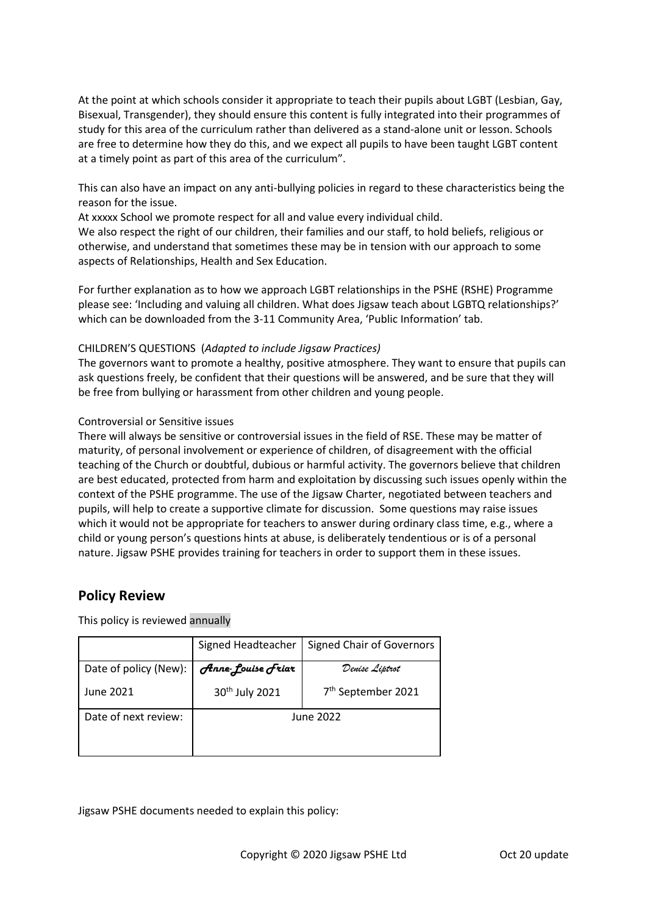At the point at which schools consider it appropriate to teach their pupils about LGBT (Lesbian, Gay, Bisexual, Transgender), they should ensure this content is fully integrated into their programmes of study for this area of the curriculum rather than delivered as a stand-alone unit or lesson. Schools are free to determine how they do this, and we expect all pupils to have been taught LGBT content at a timely point as part of this area of the curriculum".

This can also have an impact on any anti-bullying policies in regard to these characteristics being the reason for the issue.
At xxxxx School we promote respect for all and value every individual child.
We also respect the right of our children, their families and our staff, to hold beliefs, religious or otherwise, and understand that sometimes these may be in tension with our approach to some aspects of Relationships, Health and Sex Education.

For further explanation as to how we approach LGBT relationships in the PSHE (RSHE) Programme please see: 'Including and valuing all children. What does Jigsaw teach about LGBTQ relationships?' which can be downloaded from the 3-11 Community Area, 'Public Information' tab.

CHILDREN'S QUESTIONS (*Adapted to include Jigsaw Practices)*
The governors want to promote a healthy, positive atmosphere. They want to ensure that pupils can ask questions freely, be confident that their questions will be answered, and be sure that they will be free from bullying or harassment from other children and young people.

Controversial or Sensitive issues
There will always be sensitive or controversial issues in the field of RSE. These may be matter of maturity, of personal involvement or experience of children, of disagreement with the official teaching of the Church or doubtful, dubious or harmful activity. The governors believe that children are best educated, protected from harm and exploitation by discussing such issues openly within the context of the PSHE programme. The use of the Jigsaw Charter, negotiated between teachers and pupils, will help to create a supportive climate for discussion. Some questions may raise issues which it would not be appropriate for teachers to answer during ordinary class time, e.g., where a child or young person's questions hints at abuse, is deliberately tendentious or is of a personal nature. Jigsaw PSHE provides training for teachers in order to support them in these issues.

## Policy Review

This policy is reviewed annually

| | Signed Headteacher | Signed Chair of Governors |
|---|---|---|
| Date of policy (New): June 2021 | *Anne-Louise Friar* 30th July 2021 | *Denise Liptrot* 7th September 2021 |
| Date of next review: | June 2022 | |

Jigsaw PSHE documents needed to explain this policy:

Copyright © 2020 Jigsaw PSHE Ltd Oct 20 update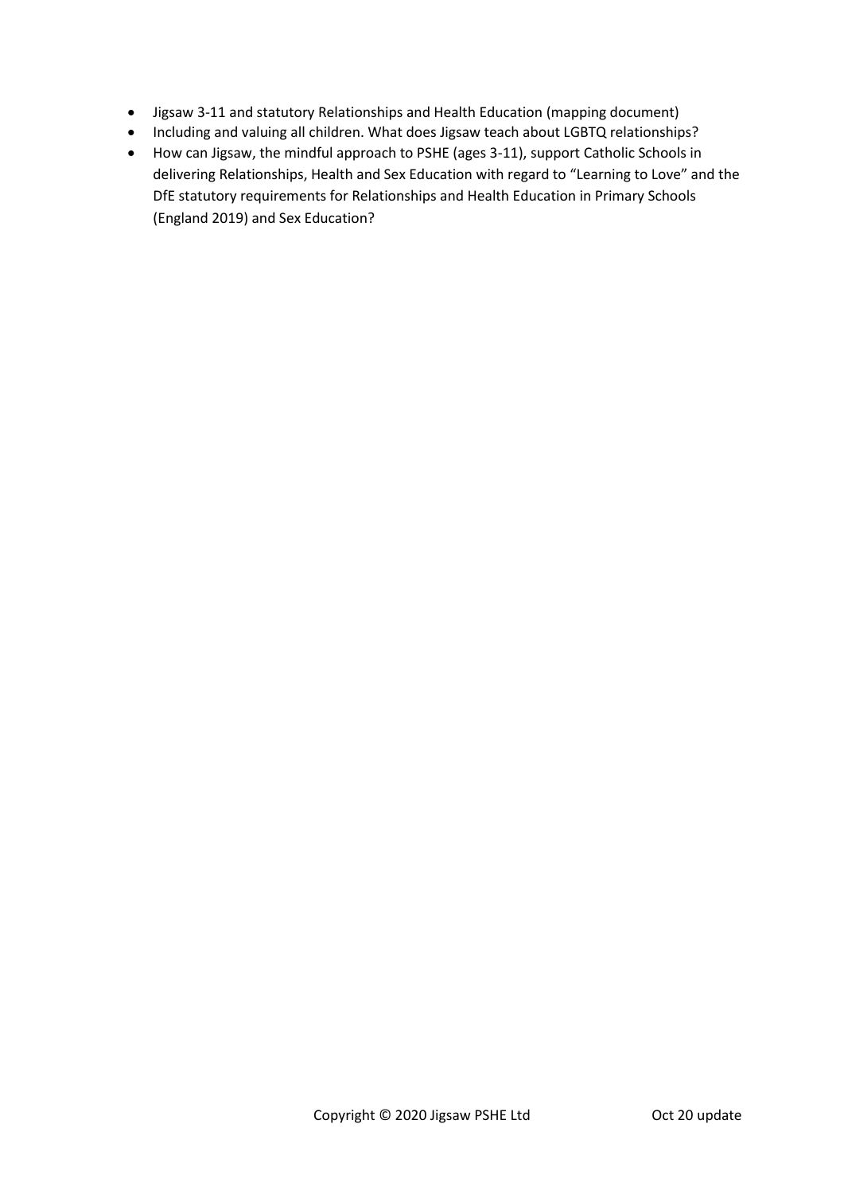- Jigsaw 3-11 and statutory Relationships and Health Education (mapping document)
- Including and valuing all children. What does Jigsaw teach about LGBTQ relationships?
- How can Jigsaw, the mindful approach to PSHE (ages 3-11), support Catholic Schools in delivering Relationships, Health and Sex Education with regard to "Learning to Love" and the DfE statutory requirements for Relationships and Health Education in Primary Schools (England 2019) and Sex Education?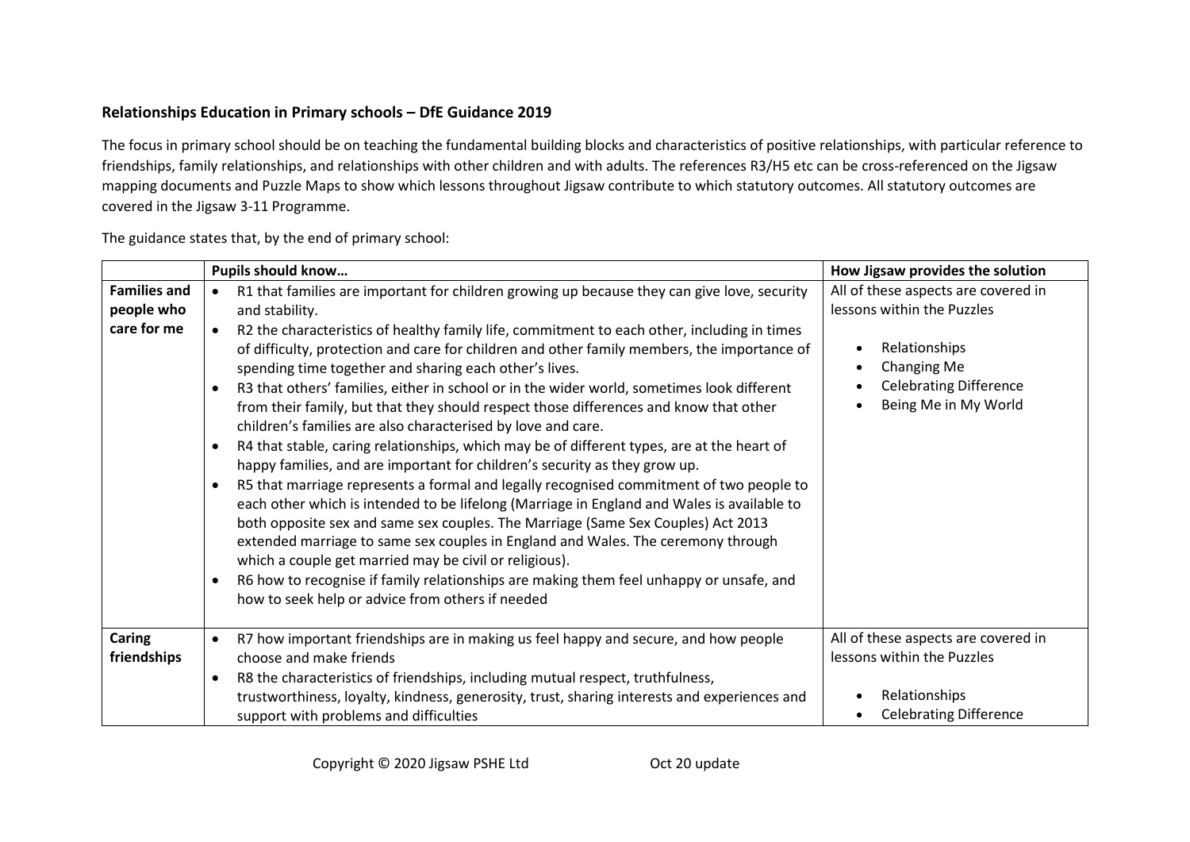**Relationships Education in Primary schools – DfE Guidance 2019**

The focus in primary school should be on teaching the fundamental building blocks and characteristics of positive relationships, with particular reference to friendships, family relationships, and relationships with other children and with adults. The references R3/H5 etc can be cross-referenced on the Jigsaw mapping documents and Puzzle Maps to show which lessons throughout Jigsaw contribute to which statutory outcomes. All statutory outcomes are covered in the Jigsaw 3-11 Programme.

The guidance states that, by the end of primary school:

| | **Pupils should know…** | **How Jigsaw provides the solution** |
|---|---|---|
| **Families and people who care for me** | • R1 that families are important for children growing up because they can give love, security and stability.<br>• R2 the characteristics of healthy family life, commitment to each other, including in times of difficulty, protection and care for children and other family members, the importance of spending time together and sharing each other's lives.<br>• R3 that others' families, either in school or in the wider world, sometimes look different from their family, but that they should respect those differences and know that other children's families are also characterised by love and care.<br>• R4 that stable, caring relationships, which may be of different types, are at the heart of happy families, and are important for children's security as they grow up.<br>• R5 that marriage represents a formal and legally recognised commitment of two people to each other which is intended to be lifelong (Marriage in England and Wales is available to both opposite sex and same sex couples. The Marriage (Same Sex Couples) Act 2013 extended marriage to same sex couples in England and Wales. The ceremony through which a couple get married may be civil or religious).<br>• R6 how to recognise if family relationships are making them feel unhappy or unsafe, and how to seek help or advice from others if needed | All of these aspects are covered in lessons within the Puzzles<br>• Relationships<br>• Changing Me<br>• Celebrating Difference<br>• Being Me in My World |
| **Caring friendships** | • R7 how important friendships are in making us feel happy and secure, and how people choose and make friends<br>• R8 the characteristics of friendships, including mutual respect, truthfulness, trustworthiness, loyalty, kindness, generosity, trust, sharing interests and experiences and support with problems and difficulties | All of these aspects are covered in lessons within the Puzzles<br>• Relationships<br>• Celebrating Difference |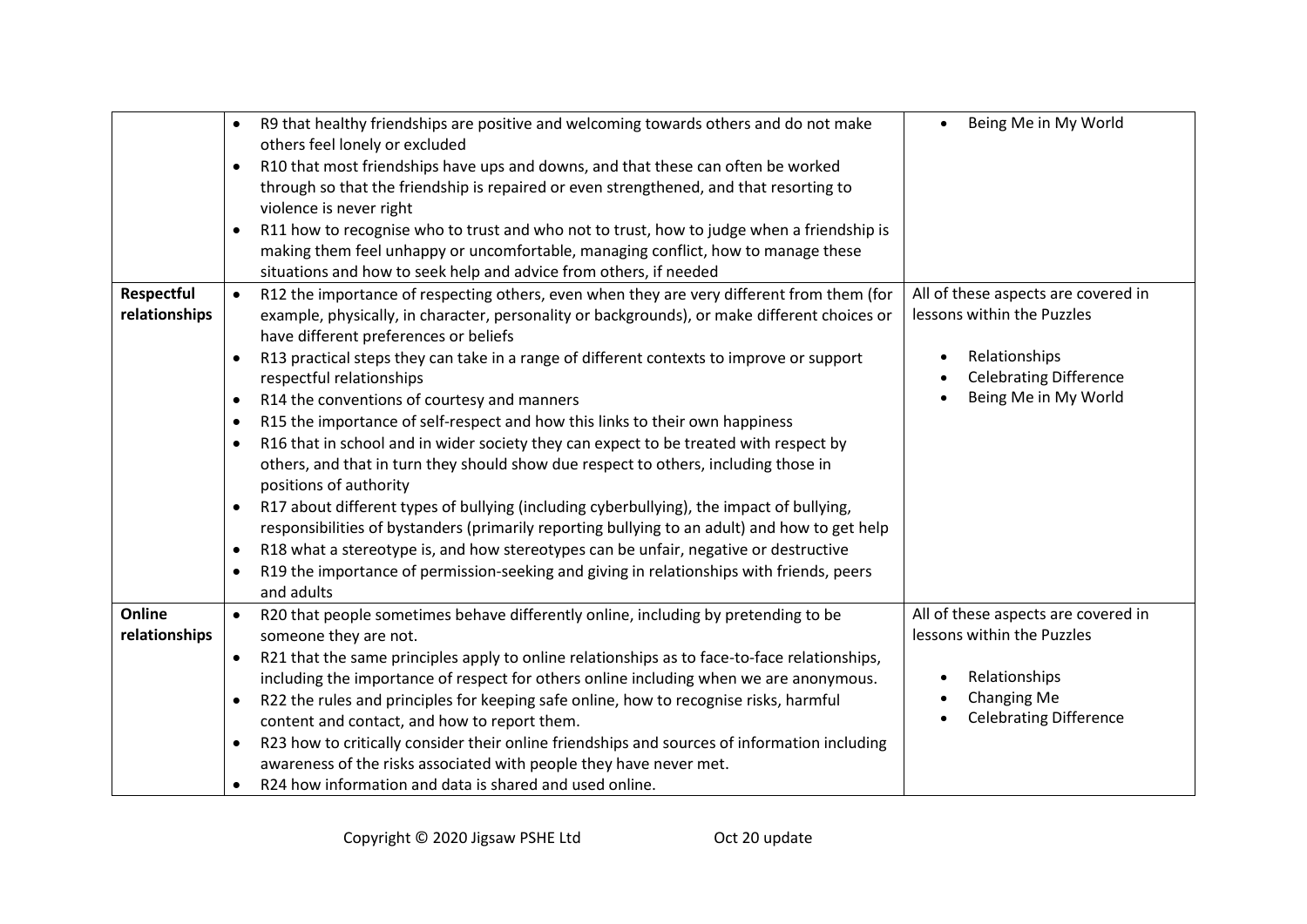| | | |
|---|---|---|
| | • R9 that healthy friendships are positive and welcoming towards others and do not make others feel lonely or excluded<br>• R10 that most friendships have ups and downs, and that these can often be worked through so that the friendship is repaired or even strengthened, and that resorting to violence is never right<br>• R11 how to recognise who to trust and who not to trust, how to judge when a friendship is making them feel unhappy or uncomfortable, managing conflict, how to manage these situations and how to seek help and advice from others, if needed | • Being Me in My World |
| **Respectful relationships** | • R12 the importance of respecting others, even when they are very different from them (for example, physically, in character, personality or backgrounds), or make different choices or have different preferences or beliefs<br>• R13 practical steps they can take in a range of different contexts to improve or support respectful relationships<br>• R14 the conventions of courtesy and manners<br>• R15 the importance of self-respect and how this links to their own happiness<br>• R16 that in school and in wider society they can expect to be treated with respect by others, and that in turn they should show due respect to others, including those in positions of authority<br>• R17 about different types of bullying (including cyberbullying), the impact of bullying, responsibilities of bystanders (primarily reporting bullying to an adult) and how to get help<br>• R18 what a stereotype is, and how stereotypes can be unfair, negative or destructive<br>• R19 the importance of permission-seeking and giving in relationships with friends, peers and adults | All of these aspects are covered in lessons within the Puzzles<br><br>• Relationships<br>• Celebrating Difference<br>• Being Me in My World |
| **Online relationships** | • R20 that people sometimes behave differently online, including by pretending to be someone they are not.<br>• R21 that the same principles apply to online relationships as to face-to-face relationships, including the importance of respect for others online including when we are anonymous.<br>• R22 the rules and principles for keeping safe online, how to recognise risks, harmful content and contact, and how to report them.<br>• R23 how to critically consider their online friendships and sources of information including awareness of the risks associated with people they have never met.<br>• R24 how information and data is shared and used online. | All of these aspects are covered in lessons within the Puzzles<br><br>• Relationships<br>• Changing Me<br>• Celebrating Difference |

Copyright © 2020 Jigsaw PSHE Ltd Oct 20 update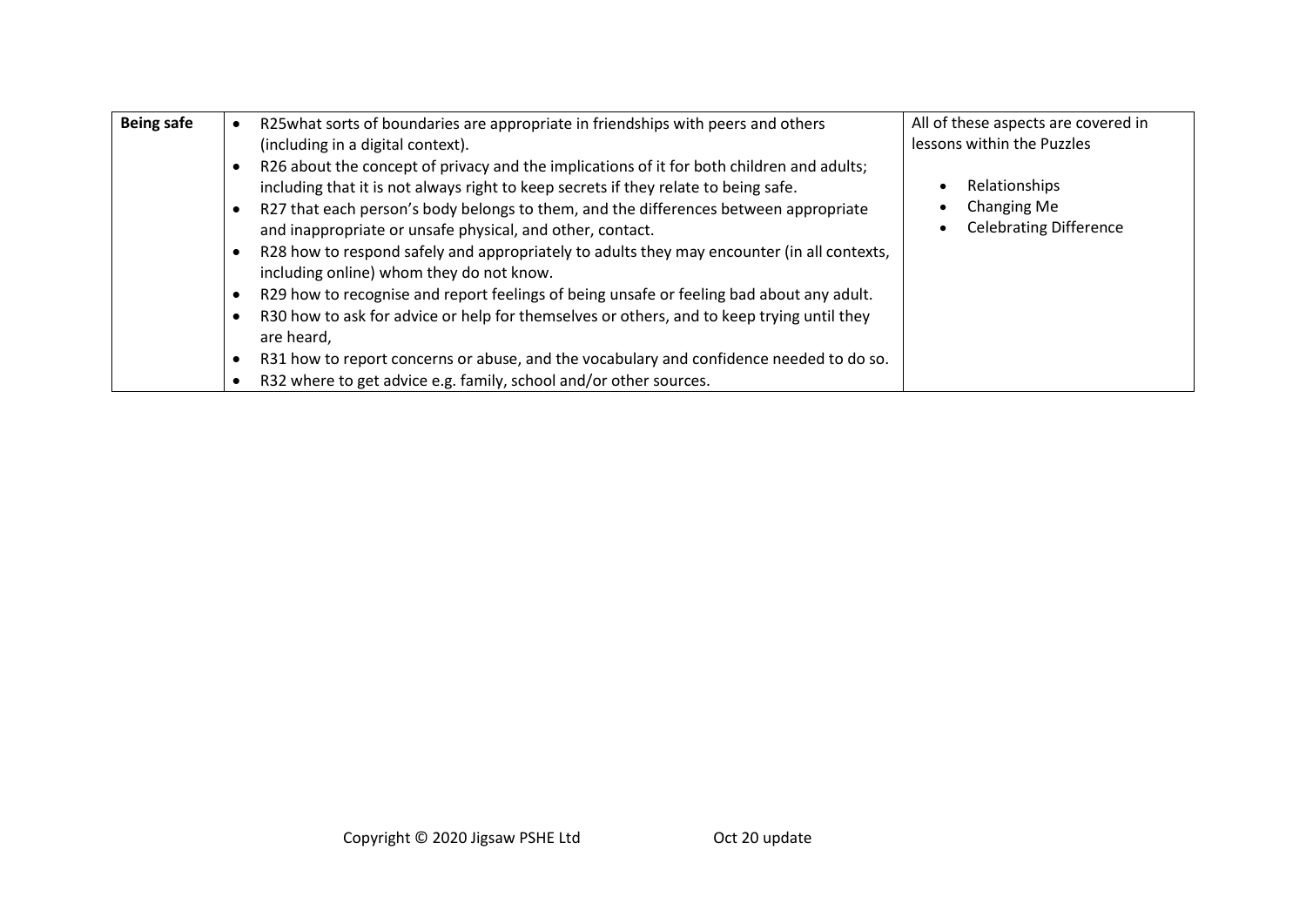| | | |
|---|---|---|
| **Being safe** | • R25what sorts of boundaries are appropriate in friendships with peers and others (including in a digital context).<br>• R26 about the concept of privacy and the implications of it for both children and adults; including that it is not always right to keep secrets if they relate to being safe.<br>• R27 that each person's body belongs to them, and the differences between appropriate and inappropriate or unsafe physical, and other, contact.<br>• R28 how to respond safely and appropriately to adults they may encounter (in all contexts, including online) whom they do not know.<br>• R29 how to recognise and report feelings of being unsafe or feeling bad about any adult.<br>• R30 how to ask for advice or help for themselves or others, and to keep trying until they are heard,<br>• R31 how to report concerns or abuse, and the vocabulary and confidence needed to do so.<br>• R32 where to get advice e.g. family, school and/or other sources. | All of these aspects are covered in lessons within the Puzzles<br><br>• Relationships<br>• Changing Me<br>• Celebrating Difference |

Copyright © 2020 Jigsaw PSHE Ltd Oct 20 update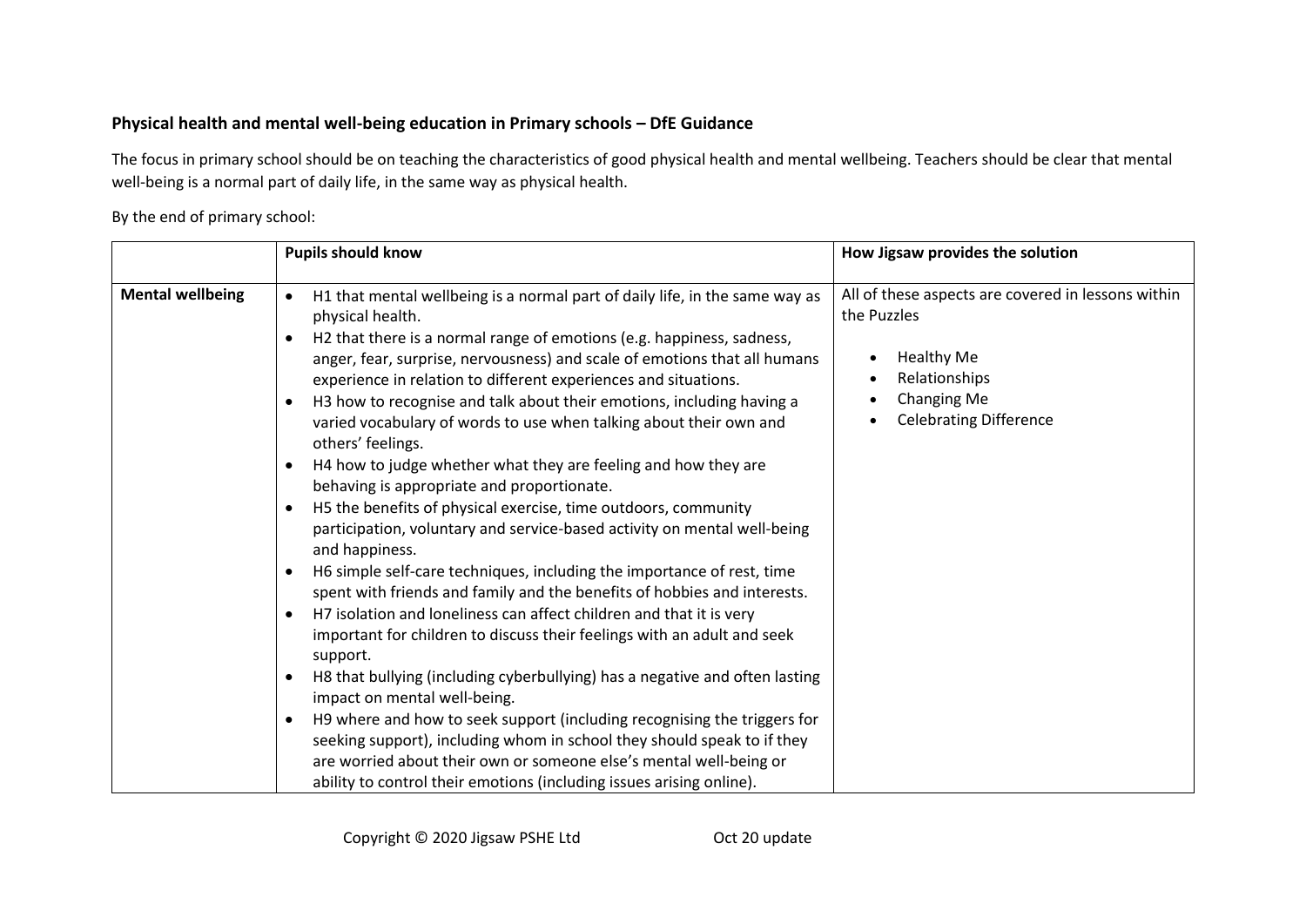**Physical health and mental well-being education in Primary schools – DfE Guidance**

The focus in primary school should be on teaching the characteristics of good physical health and mental wellbeing. Teachers should be clear that mental well-being is a normal part of daily life, in the same way as physical health.

By the end of primary school:

| | Pupils should know | How Jigsaw provides the solution |
|---|---|---|
| **Mental wellbeing** | • H1 that mental wellbeing is a normal part of daily life, in the same way as physical health.<br>• H2 that there is a normal range of emotions (e.g. happiness, sadness, anger, fear, surprise, nervousness) and scale of emotions that all humans experience in relation to different experiences and situations.<br>• H3 how to recognise and talk about their emotions, including having a varied vocabulary of words to use when talking about their own and others' feelings.<br>• H4 how to judge whether what they are feeling and how they are behaving is appropriate and proportionate.<br>• H5 the benefits of physical exercise, time outdoors, community participation, voluntary and service-based activity on mental well-being and happiness.<br>• H6 simple self-care techniques, including the importance of rest, time spent with friends and family and the benefits of hobbies and interests.<br>• H7 isolation and loneliness can affect children and that it is very important for children to discuss their feelings with an adult and seek support.<br>• H8 that bullying (including cyberbullying) has a negative and often lasting impact on mental well-being.<br>• H9 where and how to seek support (including recognising the triggers for seeking support), including whom in school they should speak to if they are worried about their own or someone else's mental well-being or ability to control their emotions (including issues arising online). | All of these aspects are covered in lessons within the Puzzles<br><br>• Healthy Me<br>• Relationships<br>• Changing Me<br>• Celebrating Difference |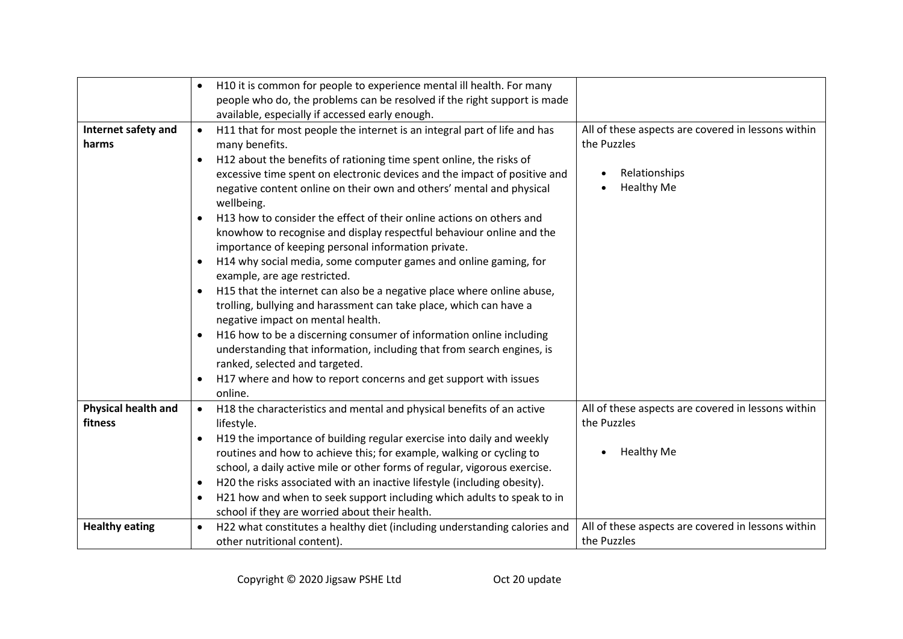| | | |
|---|---|---|
| | • H10 it is common for people to experience mental ill health. For many people who do, the problems can be resolved if the right support is made available, especially if accessed early enough. | |
| **Internet safety and harms** | • H11 that for most people the internet is an integral part of life and has many benefits.<br>• H12 about the benefits of rationing time spent online, the risks of excessive time spent on electronic devices and the impact of positive and negative content online on their own and others' mental and physical wellbeing.<br>• H13 how to consider the effect of their online actions on others and knowhow to recognise and display respectful behaviour online and the importance of keeping personal information private.<br>• H14 why social media, some computer games and online gaming, for example, are age restricted.<br>• H15 that the internet can also be a negative place where online abuse, trolling, bullying and harassment can take place, which can have a negative impact on mental health.<br>• H16 how to be a discerning consumer of information online including understanding that information, including that from search engines, is ranked, selected and targeted.<br>• H17 where and how to report concerns and get support with issues online. | All of these aspects are covered in lessons within the Puzzles<br><br>• Relationships<br>• Healthy Me |
| **Physical health and fitness** | • H18 the characteristics and mental and physical benefits of an active lifestyle.<br>• H19 the importance of building regular exercise into daily and weekly routines and how to achieve this; for example, walking or cycling to school, a daily active mile or other forms of regular, vigorous exercise.<br>• H20 the risks associated with an inactive lifestyle (including obesity).<br>• H21 how and when to seek support including which adults to speak to in school if they are worried about their health. | All of these aspects are covered in lessons within the Puzzles<br><br>• Healthy Me |
| **Healthy eating** | • H22 what constitutes a healthy diet (including understanding calories and other nutritional content). | All of these aspects are covered in lessons within the Puzzles |

Copyright © 2020 Jigsaw PSHE Ltd Oct 20 update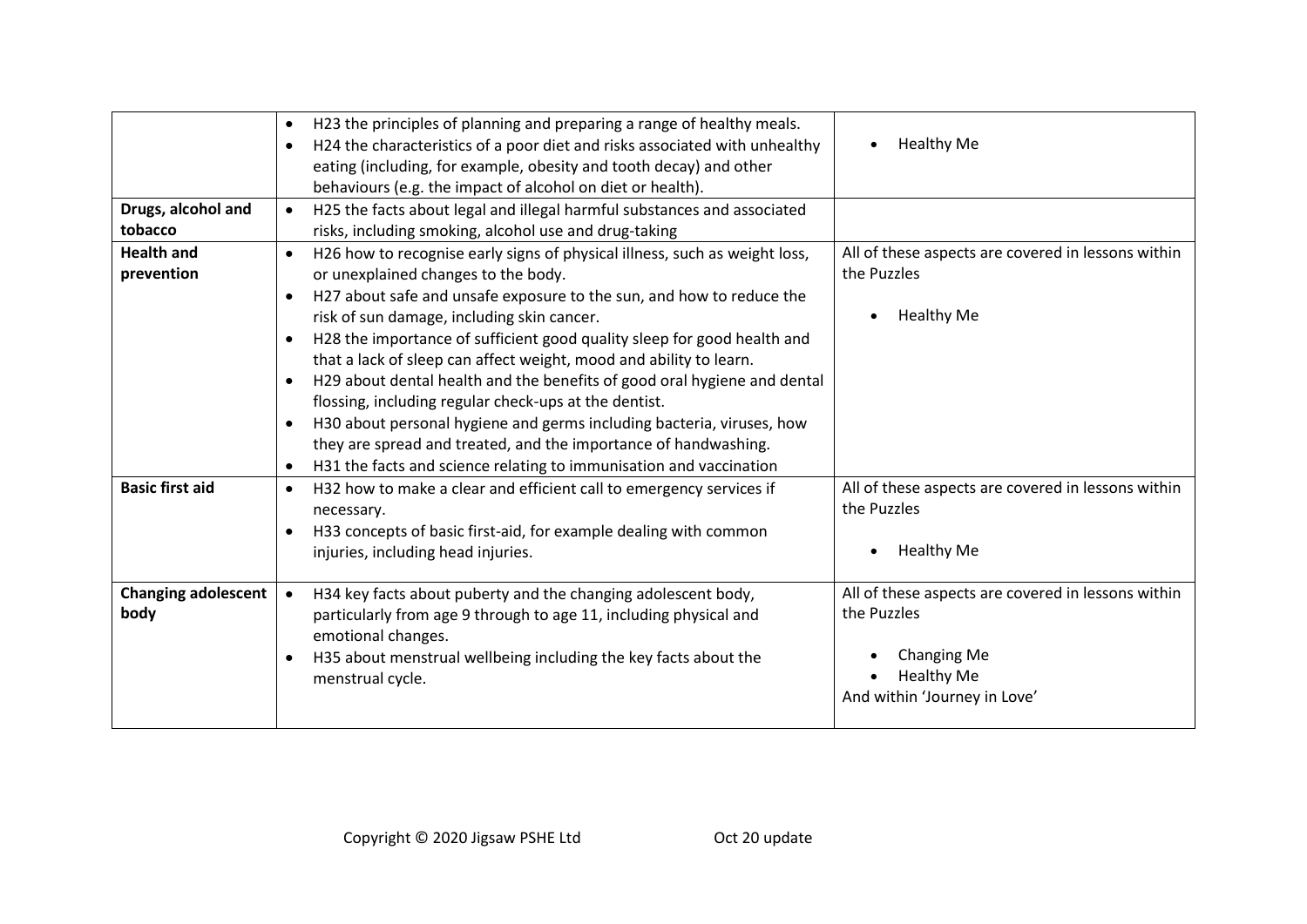| | | |
|---|---|---|
| | • H23 the principles of planning and preparing a range of healthy meals.<br>• H24 the characteristics of a poor diet and risks associated with unhealthy eating (including, for example, obesity and tooth decay) and other behaviours (e.g. the impact of alcohol on diet or health). | • Healthy Me |
| **Drugs, alcohol and tobacco** | • H25 the facts about legal and illegal harmful substances and associated risks, including smoking, alcohol use and drug-taking | |
| **Health and prevention** | • H26 how to recognise early signs of physical illness, such as weight loss, or unexplained changes to the body.<br>• H27 about safe and unsafe exposure to the sun, and how to reduce the risk of sun damage, including skin cancer.<br>• H28 the importance of sufficient good quality sleep for good health and that a lack of sleep can affect weight, mood and ability to learn.<br>• H29 about dental health and the benefits of good oral hygiene and dental flossing, including regular check-ups at the dentist.<br>• H30 about personal hygiene and germs including bacteria, viruses, how they are spread and treated, and the importance of handwashing.<br>• H31 the facts and science relating to immunisation and vaccination | All of these aspects are covered in lessons within the Puzzles<br>• Healthy Me |
| **Basic first aid** | • H32 how to make a clear and efficient call to emergency services if necessary.<br>• H33 concepts of basic first-aid, for example dealing with common injuries, including head injuries. | All of these aspects are covered in lessons within the Puzzles<br>• Healthy Me |
| **Changing adolescent body** | • H34 key facts about puberty and the changing adolescent body, particularly from age 9 through to age 11, including physical and emotional changes.<br>• H35 about menstrual wellbeing including the key facts about the menstrual cycle. | All of these aspects are covered in lessons within the Puzzles<br>• Changing Me<br>• Healthy Me<br>And within 'Journey in Love' |

Copyright © 2020 Jigsaw PSHE Ltd Oct 20 update